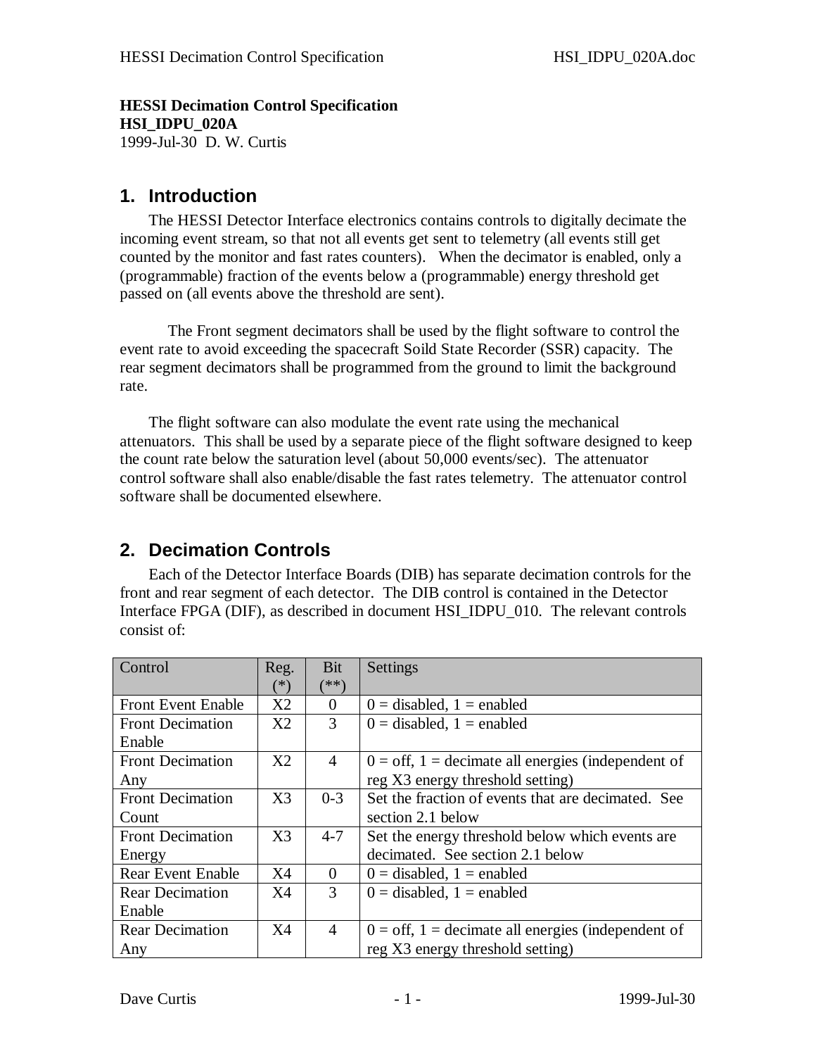**HESSI Decimation Control Specification**
**HSI_IDPU_020A**
1999-Jul-30 D. W. Curtis

## 1. Introduction

The HESSI Detector Interface electronics contains controls to digitally decimate the incoming event stream, so that not all events get sent to telemetry (all events still get counted by the monitor and fast rates counters). When the decimator is enabled, only a (programmable) fraction of the events below a (programmable) energy threshold get passed on (all events above the threshold are sent).

The Front segment decimators shall be used by the flight software to control the event rate to avoid exceeding the spacecraft Soild State Recorder (SSR) capacity. The rear segment decimators shall be programmed from the ground to limit the background rate.

The flight software can also modulate the event rate using the mechanical attenuators. This shall be used by a separate piece of the flight software designed to keep the count rate below the saturation level (about 50,000 events/sec). The attenuator control software shall also enable/disable the fast rates telemetry. The attenuator control software shall be documented elsewhere.

## 2. Decimation Controls

Each of the Detector Interface Boards (DIB) has separate decimation controls for the front and rear segment of each detector. The DIB control is contained in the Detector Interface FPGA (DIF), as described in document HSI_IDPU_010. The relevant controls consist of:

| Control | Reg. (*) | Bit (**) | Settings |
|---|---|---|---|
| Front Event Enable | X2 | 0 | 0 = disabled, 1 = enabled |
| Front Decimation Enable | X2 | 3 | 0 = disabled, 1 = enabled |
| Front Decimation Any | X2 | 4 | 0 = off, 1 = decimate all energies (independent of reg X3 energy threshold setting) |
| Front Decimation Count | X3 | 0-3 | Set the fraction of events that are decimated. See section 2.1 below |
| Front Decimation Energy | X3 | 4-7 | Set the energy threshold below which events are decimated. See section 2.1 below |
| Rear Event Enable | X4 | 0 | 0 = disabled, 1 = enabled |
| Rear Decimation Enable | X4 | 3 | 0 = disabled, 1 = enabled |
| Rear Decimation Any | X4 | 4 | 0 = off, 1 = decimate all energies (independent of reg X3 energy threshold setting) |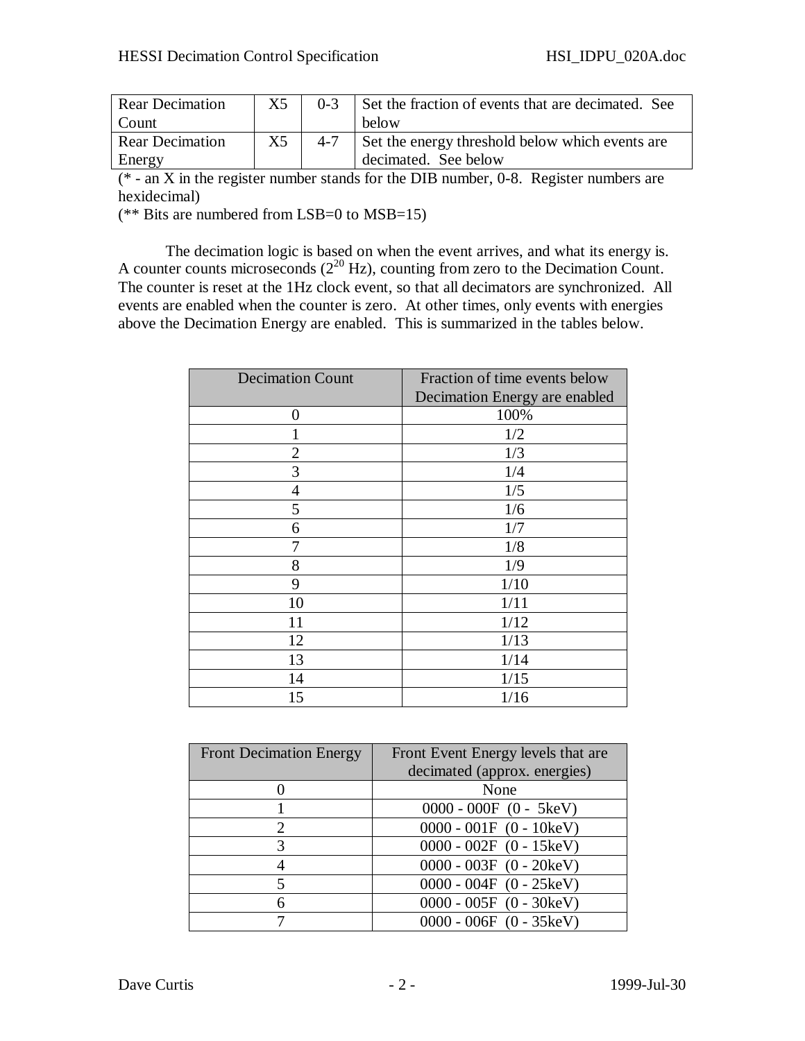| Rear Decimation Count | X5 | 0-3 | Set the fraction of events that are decimated. See below |
|---|---|---|---|
| Rear Decimation Energy | X5 | 4-7 | Set the energy threshold below which events are decimated. See below |

(* - an X in the register number stands for the DIB number, 0-8. Register numbers are hexidecimal)

(** Bits are numbered from LSB=0 to MSB=15)

The decimation logic is based on when the event arrives, and what its energy is. A counter counts microseconds ($2^{20}$ Hz), counting from zero to the Decimation Count. The counter is reset at the 1Hz clock event, so that all decimators are synchronized. All events are enabled when the counter is zero. At other times, only events with energies above the Decimation Energy are enabled. This is summarized in the tables below.

| Decimation Count | Fraction of time events below Decimation Energy are enabled |
|---|---|
| 0 | 100% |
| 1 | 1/2 |
| 2 | 1/3 |
| 3 | 1/4 |
| 4 | 1/5 |
| 5 | 1/6 |
| 6 | 1/7 |
| 7 | 1/8 |
| 8 | 1/9 |
| 9 | 1/10 |
| 10 | 1/11 |
| 11 | 1/12 |
| 12 | 1/13 |
| 13 | 1/14 |
| 14 | 1/15 |
| 15 | 1/16 |

| Front Decimation Energy | Front Event Energy levels that are decimated (approx. energies) |
|---|---|
| 0 | None |
| 1 | 0000 - 000F (0 - 5keV) |
| 2 | 0000 - 001F (0 - 10keV) |
| 3 | 0000 - 002F (0 - 15keV) |
| 4 | 0000 - 003F (0 - 20keV) |
| 5 | 0000 - 004F (0 - 25keV) |
| 6 | 0000 - 005F (0 - 30keV) |
| 7 | 0000 - 006F (0 - 35keV) |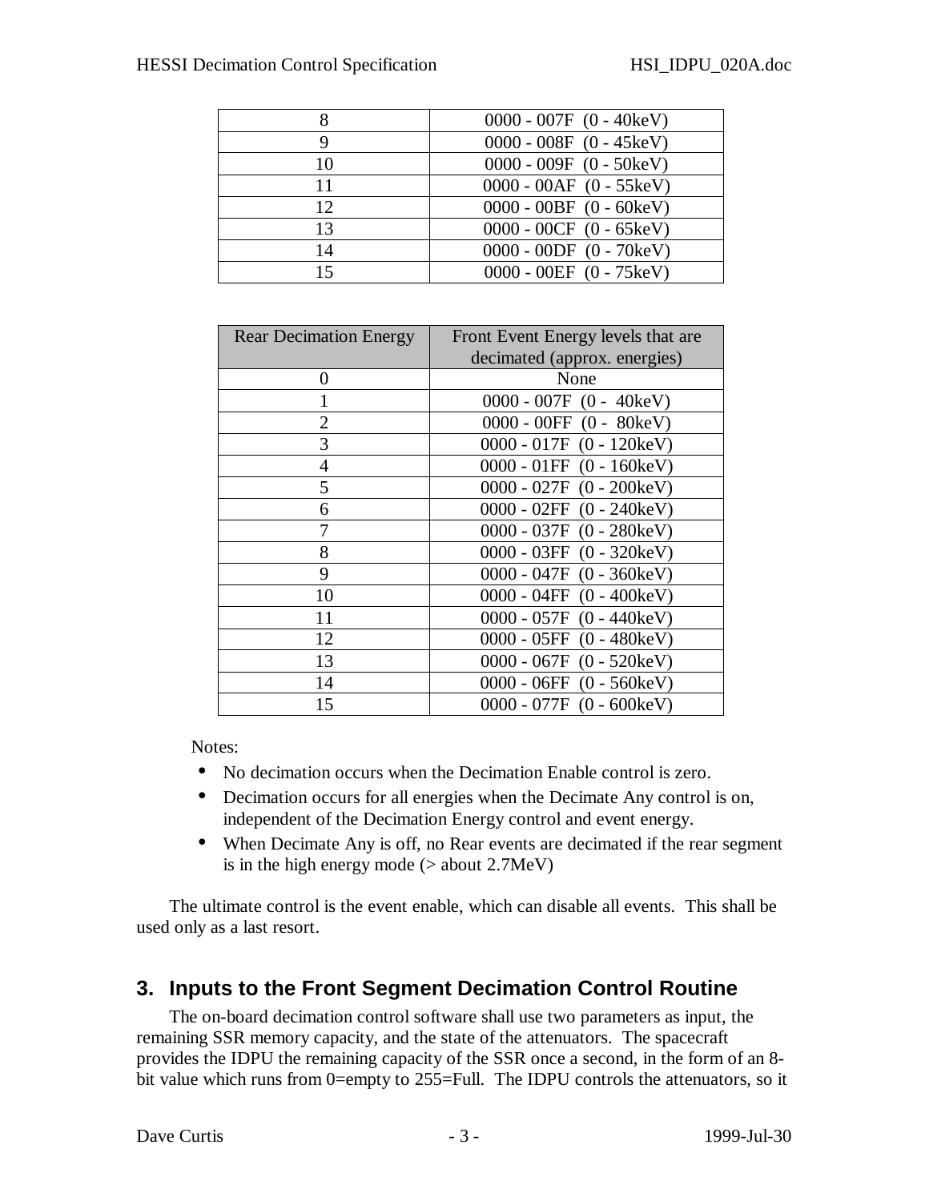| | |
|---|---|
| 8 | 0000 - 007F (0 - 40keV) |
| 9 | 0000 - 008F (0 - 45keV) |
| 10 | 0000 - 009F (0 - 50keV) |
| 11 | 0000 - 00AF (0 - 55keV) |
| 12 | 0000 - 00BF (0 - 60keV) |
| 13 | 0000 - 00CF (0 - 65keV) |
| 14 | 0000 - 00DF (0 - 70keV) |
| 15 | 0000 - 00EF (0 - 75keV) |

| Rear Decimation Energy | Front Event Energy levels that are decimated (approx. energies) |
|---|---|
| 0 | None |
| 1 | 0000 - 007F (0 - 40keV) |
| 2 | 0000 - 00FF (0 - 80keV) |
| 3 | 0000 - 017F (0 - 120keV) |
| 4 | 0000 - 01FF (0 - 160keV) |
| 5 | 0000 - 027F (0 - 200keV) |
| 6 | 0000 - 02FF (0 - 240keV) |
| 7 | 0000 - 037F (0 - 280keV) |
| 8 | 0000 - 03FF (0 - 320keV) |
| 9 | 0000 - 047F (0 - 360keV) |
| 10 | 0000 - 04FF (0 - 400keV) |
| 11 | 0000 - 057F (0 - 440keV) |
| 12 | 0000 - 05FF (0 - 480keV) |
| 13 | 0000 - 067F (0 - 520keV) |
| 14 | 0000 - 06FF (0 - 560keV) |
| 15 | 0000 - 077F (0 - 600keV) |

Notes:

- No decimation occurs when the Decimation Enable control is zero.
- Decimation occurs for all energies when the Decimate Any control is on, independent of the Decimation Energy control and event energy.
- When Decimate Any is off, no Rear events are decimated if the rear segment is in the high energy mode (> about 2.7MeV)

The ultimate control is the event enable, which can disable all events. This shall be used only as a last resort.

## 3. Inputs to the Front Segment Decimation Control Routine

The on-board decimation control software shall use two parameters as input, the remaining SSR memory capacity, and the state of the attenuators. The spacecraft provides the IDPU the remaining capacity of the SSR once a second, in the form of an 8-bit value which runs from 0=empty to 255=Full. The IDPU controls the attenuators, so it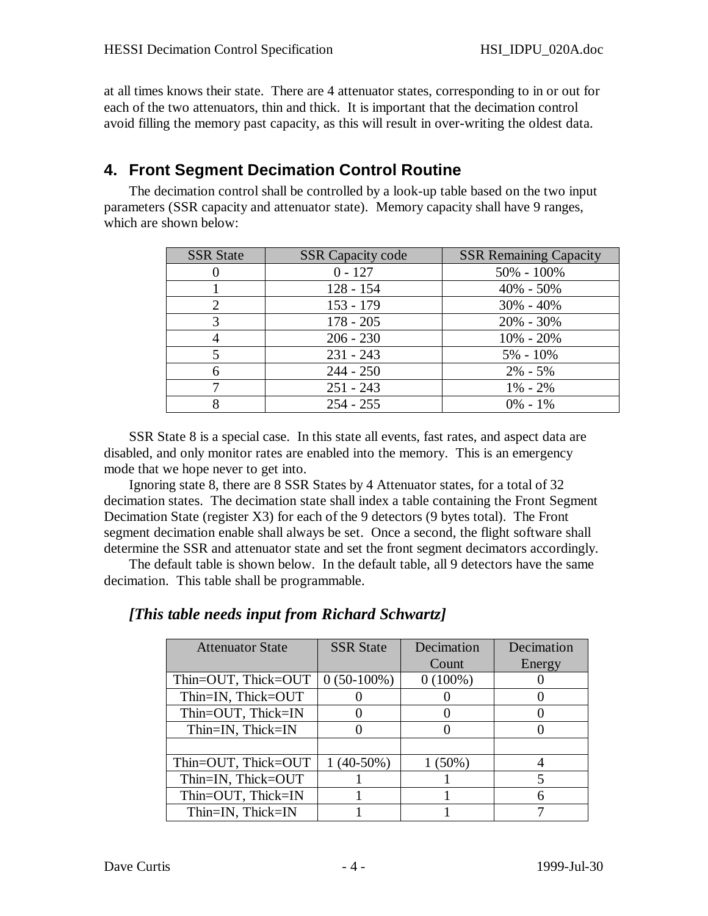at all times knows their state. There are 4 attenuator states, corresponding to in or out for each of the two attenuators, thin and thick. It is important that the decimation control avoid filling the memory past capacity, as this will result in over-writing the oldest data.

## 4. Front Segment Decimation Control Routine

The decimation control shall be controlled by a look-up table based on the two input parameters (SSR capacity and attenuator state). Memory capacity shall have 9 ranges, which are shown below:

| SSR State | SSR Capacity code | SSR Remaining Capacity |
|---|---|---|
| 0 | 0 - 127 | 50% - 100% |
| 1 | 128 - 154 | 40% - 50% |
| 2 | 153 - 179 | 30% - 40% |
| 3 | 178 - 205 | 20% - 30% |
| 4 | 206 - 230 | 10% - 20% |
| 5 | 231 - 243 | 5% - 10% |
| 6 | 244 - 250 | 2% - 5% |
| 7 | 251 - 243 | 1% - 2% |
| 8 | 254 - 255 | 0% - 1% |

SSR State 8 is a special case. In this state all events, fast rates, and aspect data are disabled, and only monitor rates are enabled into the memory. This is an emergency mode that we hope never to get into.

Ignoring state 8, there are 8 SSR States by 4 Attenuator states, for a total of 32 decimation states. The decimation state shall index a table containing the Front Segment Decimation State (register X3) for each of the 9 detectors (9 bytes total). The Front segment decimation enable shall always be set. Once a second, the flight software shall determine the SSR and attenuator state and set the front segment decimators accordingly.

The default table is shown below. In the default table, all 9 detectors have the same decimation. This table shall be programmable.

### *[This table needs input from Richard Schwartz]*

| Attenuator State | SSR State | Decimation Count | Decimation Energy |
|---|---|---|---|
| Thin=OUT, Thick=OUT | 0 (50-100%) | 0 (100%) | 0 |
| Thin=IN, Thick=OUT | 0 | 0 | 0 |
| Thin=OUT, Thick=IN | 0 | 0 | 0 |
| Thin=IN, Thick=IN | 0 | 0 | 0 |
| | | | |
| Thin=OUT, Thick=OUT | 1 (40-50%) | 1 (50%) | 4 |
| Thin=IN, Thick=OUT | 1 | 1 | 5 |
| Thin=OUT, Thick=IN | 1 | 1 | 6 |
| Thin=IN, Thick=IN | 1 | 1 | 7 |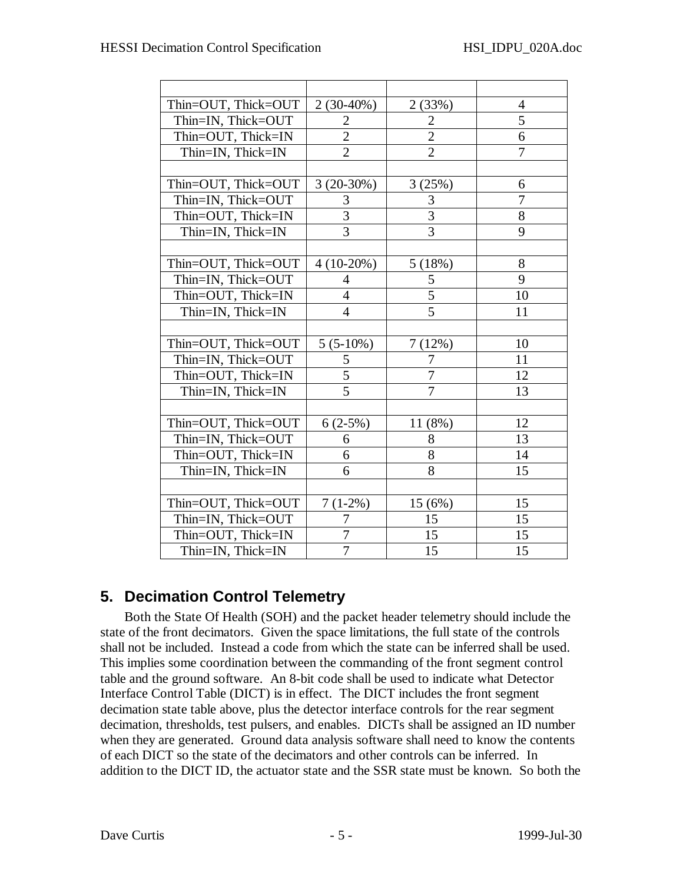| | | | |
|---|---|---|---|
| Thin=OUT, Thick=OUT | 2 (30-40%) | 2 (33%) | 4 |
| Thin=IN, Thick=OUT | 2 | 2 | 5 |
| Thin=OUT, Thick=IN | 2 | 2 | 6 |
| Thin=IN, Thick=IN | 2 | 2 | 7 |
| | | | |
| Thin=OUT, Thick=OUT | 3 (20-30%) | 3 (25%) | 6 |
| Thin=IN, Thick=OUT | 3 | 3 | 7 |
| Thin=OUT, Thick=IN | 3 | 3 | 8 |
| Thin=IN, Thick=IN | 3 | 3 | 9 |
| | | | |
| Thin=OUT, Thick=OUT | 4 (10-20%) | 5 (18%) | 8 |
| Thin=IN, Thick=OUT | 4 | 5 | 9 |
| Thin=OUT, Thick=IN | 4 | 5 | 10 |
| Thin=IN, Thick=IN | 4 | 5 | 11 |
| | | | |
| Thin=OUT, Thick=OUT | 5 (5-10%) | 7 (12%) | 10 |
| Thin=IN, Thick=OUT | 5 | 7 | 11 |
| Thin=OUT, Thick=IN | 5 | 7 | 12 |
| Thin=IN, Thick=IN | 5 | 7 | 13 |
| | | | |
| Thin=OUT, Thick=OUT | 6 (2-5%) | 11 (8%) | 12 |
| Thin=IN, Thick=OUT | 6 | 8 | 13 |
| Thin=OUT, Thick=IN | 6 | 8 | 14 |
| Thin=IN, Thick=IN | 6 | 8 | 15 |
| | | | |
| Thin=OUT, Thick=OUT | 7 (1-2%) | 15 (6%) | 15 |
| Thin=IN, Thick=OUT | 7 | 15 | 15 |
| Thin=OUT, Thick=IN | 7 | 15 | 15 |
| Thin=IN, Thick=IN | 7 | 15 | 15 |

## 5. Decimation Control Telemetry

Both the State Of Health (SOH) and the packet header telemetry should include the state of the front decimators. Given the space limitations, the full state of the controls shall not be included. Instead a code from which the state can be inferred shall be used. This implies some coordination between the commanding of the front segment control table and the ground software. An 8-bit code shall be used to indicate what Detector Interface Control Table (DICT) is in effect. The DICT includes the front segment decimation state table above, plus the detector interface controls for the rear segment decimation, thresholds, test pulsers, and enables. DICTs shall be assigned an ID number when they are generated. Ground data analysis software shall need to know the contents of each DICT so the state of the decimators and other controls can be inferred. In addition to the DICT ID, the actuator state and the SSR state must be known. So both the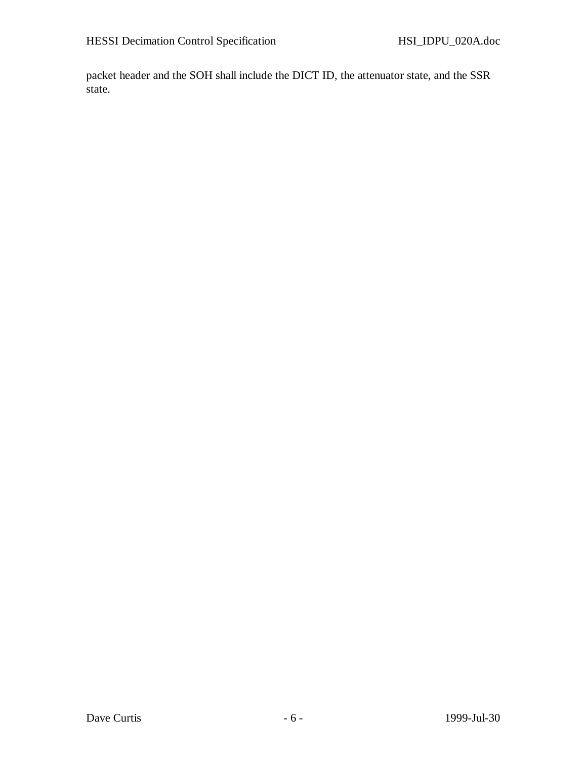packet header and the SOH shall include the DICT ID, the attenuator state, and the SSR state.